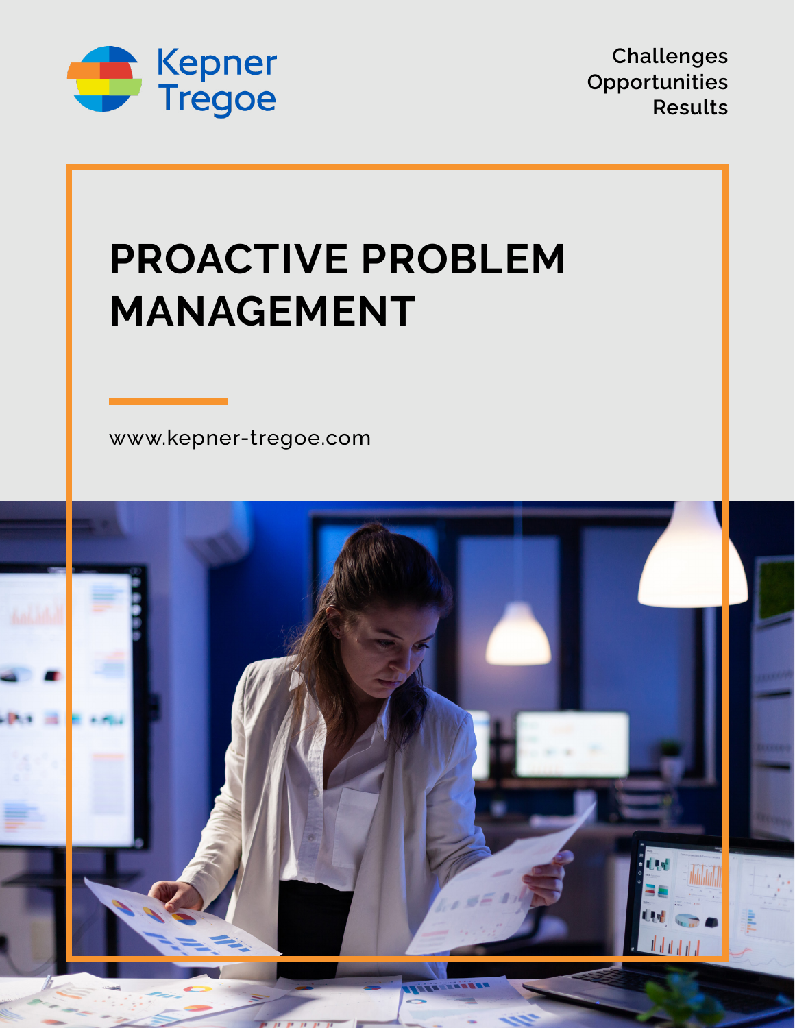Kepner Tregoe

Challenges
Opportunities
Results

# PROACTIVE PROBLEM MANAGEMENT

www.kepner-tregoe.com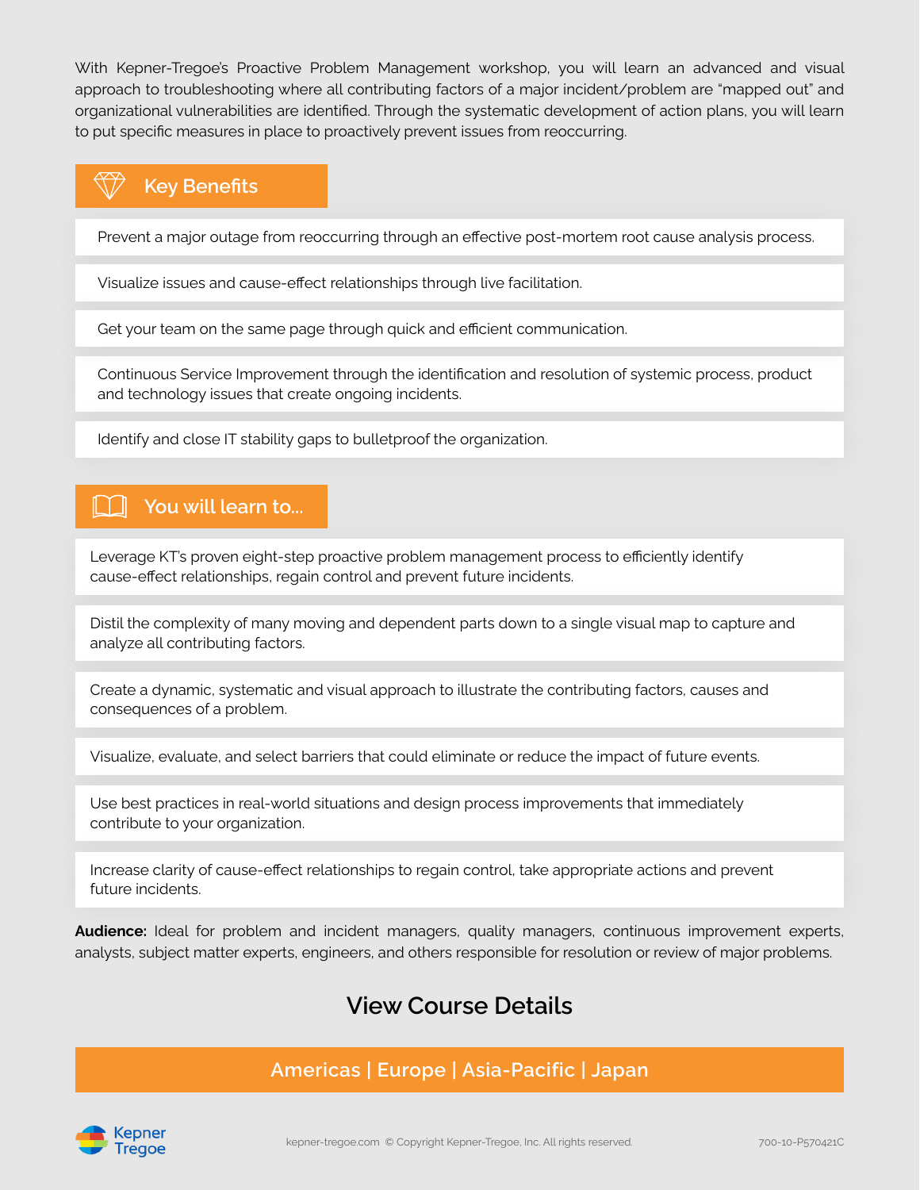With Kepner-Tregoe's Proactive Problem Management workshop, you will learn an advanced and visual approach to troubleshooting where all contributing factors of a major incident/problem are "mapped out" and organizational vulnerabilities are identified. Through the systematic development of action plans, you will learn to put specific measures in place to proactively prevent issues from reoccurring.

## Key Benefits

- Prevent a major outage from reoccurring through an effective post-mortem root cause analysis process.
- Visualize issues and cause-effect relationships through live facilitation.
- Get your team on the same page through quick and efficient communication.
- Continuous Service Improvement through the identification and resolution of systemic process, product and technology issues that create ongoing incidents.
- Identify and close IT stability gaps to bulletproof the organization.

## You will learn to...

- Leverage KT's proven eight-step proactive problem management process to efficiently identify cause-effect relationships, regain control and prevent future incidents.
- Distil the complexity of many moving and dependent parts down to a single visual map to capture and analyze all contributing factors.
- Create a dynamic, systematic and visual approach to illustrate the contributing factors, causes and consequences of a problem.
- Visualize, evaluate, and select barriers that could eliminate or reduce the impact of future events.
- Use best practices in real-world situations and design process improvements that immediately contribute to your organization.
- Increase clarity of cause-effect relationships to regain control, take appropriate actions and prevent future incidents.

**Audience:** Ideal for problem and incident managers, quality managers, continuous improvement experts, analysts, subject matter experts, engineers, and others responsible for resolution or review of major problems.

## View Course Details

Americas | Europe | Asia-Pacific | Japan

Kepner Tregoe

kepner-tregoe.com © Copyright Kepner-Tregoe, Inc. All rights reserved.

700-10-P570421C